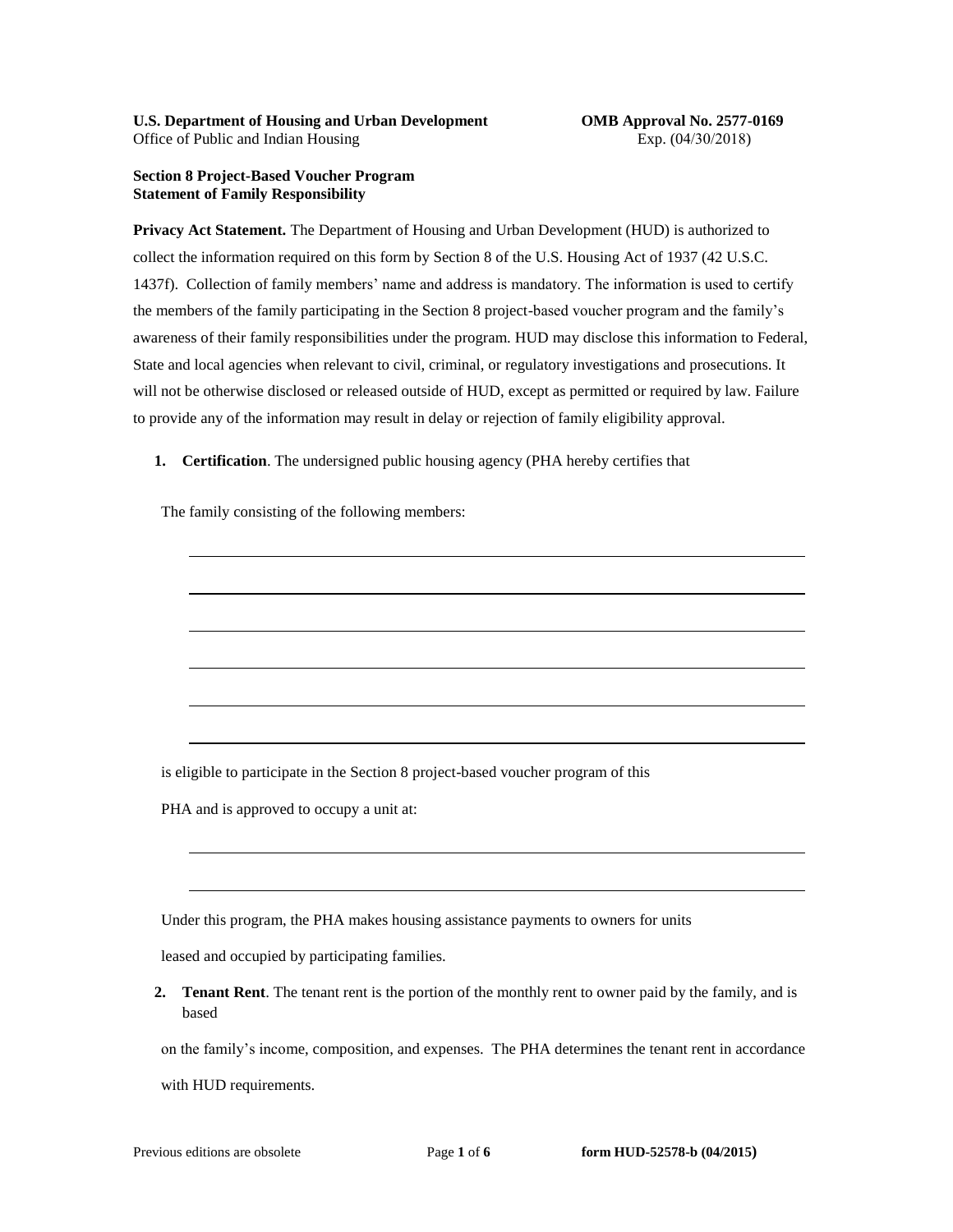**U.S. Department of Housing and Urban Development**
Office of Public and Indian Housing

**OMB Approval No. 2577-0169**
Exp. (04/30/2018)

**Section 8 Project-Based Voucher Program**
**Statement of Family Responsibility**

**Privacy Act Statement.** The Department of Housing and Urban Development (HUD) is authorized to collect the information required on this form by Section 8 of the U.S. Housing Act of 1937 (42 U.S.C. 1437f). Collection of family members' name and address is mandatory. The information is used to certify the members of the family participating in the Section 8 project-based voucher program and the family's awareness of their family responsibilities under the program. HUD may disclose this information to Federal, State and local agencies when relevant to civil, criminal, or regulatory investigations and prosecutions. It will not be otherwise disclosed or released outside of HUD, except as permitted or required by law. Failure to provide any of the information may result in delay or rejection of family eligibility approval.

1. **Certification**. The undersigned public housing agency (PHA hereby certifies that

   The family consisting of the following members:

   \_\_\_\_\_\_\_\_\_\_\_\_\_\_\_\_\_\_\_\_\_\_\_\_\_\_\_\_\_\_\_\_\_\_\_\_\_\_\_\_\_\_\_\_\_\_\_\_\_\_\_\_

   \_\_\_\_\_\_\_\_\_\_\_\_\_\_\_\_\_\_\_\_\_\_\_\_\_\_\_\_\_\_\_\_\_\_\_\_\_\_\_\_\_\_\_\_\_\_\_\_\_\_\_\_

   \_\_\_\_\_\_\_\_\_\_\_\_\_\_\_\_\_\_\_\_\_\_\_\_\_\_\_\_\_\_\_\_\_\_\_\_\_\_\_\_\_\_\_\_\_\_\_\_\_\_\_\_

   \_\_\_\_\_\_\_\_\_\_\_\_\_\_\_\_\_\_\_\_\_\_\_\_\_\_\_\_\_\_\_\_\_\_\_\_\_\_\_\_\_\_\_\_\_\_\_\_\_\_\_\_

   \_\_\_\_\_\_\_\_\_\_\_\_\_\_\_\_\_\_\_\_\_\_\_\_\_\_\_\_\_\_\_\_\_\_\_\_\_\_\_\_\_\_\_\_\_\_\_\_\_\_\_\_

   \_\_\_\_\_\_\_\_\_\_\_\_\_\_\_\_\_\_\_\_\_\_\_\_\_\_\_\_\_\_\_\_\_\_\_\_\_\_\_\_\_\_\_\_\_\_\_\_\_\_\_\_

   is eligible to participate in the Section 8 project-based voucher program of this PHA and is approved to occupy a unit at:

   \_\_\_\_\_\_\_\_\_\_\_\_\_\_\_\_\_\_\_\_\_\_\_\_\_\_\_\_\_\_\_\_\_\_\_\_\_\_\_\_\_\_\_\_\_\_\_\_\_\_\_\_

   \_\_\_\_\_\_\_\_\_\_\_\_\_\_\_\_\_\_\_\_\_\_\_\_\_\_\_\_\_\_\_\_\_\_\_\_\_\_\_\_\_\_\_\_\_\_\_\_\_\_\_\_

   Under this program, the PHA makes housing assistance payments to owners for units leased and occupied by participating families.

2. **Tenant Rent**. The tenant rent is the portion of the monthly rent to owner paid by the family, and is based on the family's income, composition, and expenses. The PHA determines the tenant rent in accordance with HUD requirements.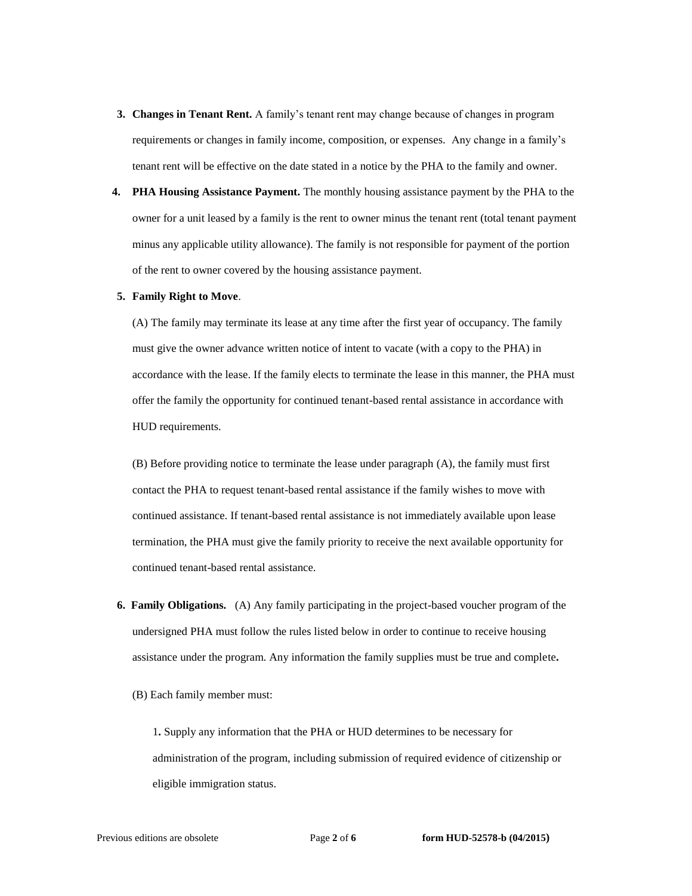3. **Changes in Tenant Rent.** A family's tenant rent may change because of changes in program requirements or changes in family income, composition, or expenses. Any change in a family's tenant rent will be effective on the date stated in a notice by the PHA to the family and owner.

4. **PHA Housing Assistance Payment.** The monthly housing assistance payment by the PHA to the owner for a unit leased by a family is the rent to owner minus the tenant rent (total tenant payment minus any applicable utility allowance). The family is not responsible for payment of the portion of the rent to owner covered by the housing assistance payment.

5. **Family Right to Move**.

   (A) The family may terminate its lease at any time after the first year of occupancy. The family must give the owner advance written notice of intent to vacate (with a copy to the PHA) in accordance with the lease. If the family elects to terminate the lease in this manner, the PHA must offer the family the opportunity for continued tenant-based rental assistance in accordance with HUD requirements.

   (B) Before providing notice to terminate the lease under paragraph (A), the family must first contact the PHA to request tenant-based rental assistance if the family wishes to move with continued assistance. If tenant-based rental assistance is not immediately available upon lease termination, the PHA must give the family priority to receive the next available opportunity for continued tenant-based rental assistance.

6. **Family Obligations.** (A) Any family participating in the project-based voucher program of the undersigned PHA must follow the rules listed below in order to continue to receive housing assistance under the program. Any information the family supplies must be true and complete**.**

   (B) Each family member must:

   1**.** Supply any information that the PHA or HUD determines to be necessary for administration of the program, including submission of required evidence of citizenship or eligible immigration status.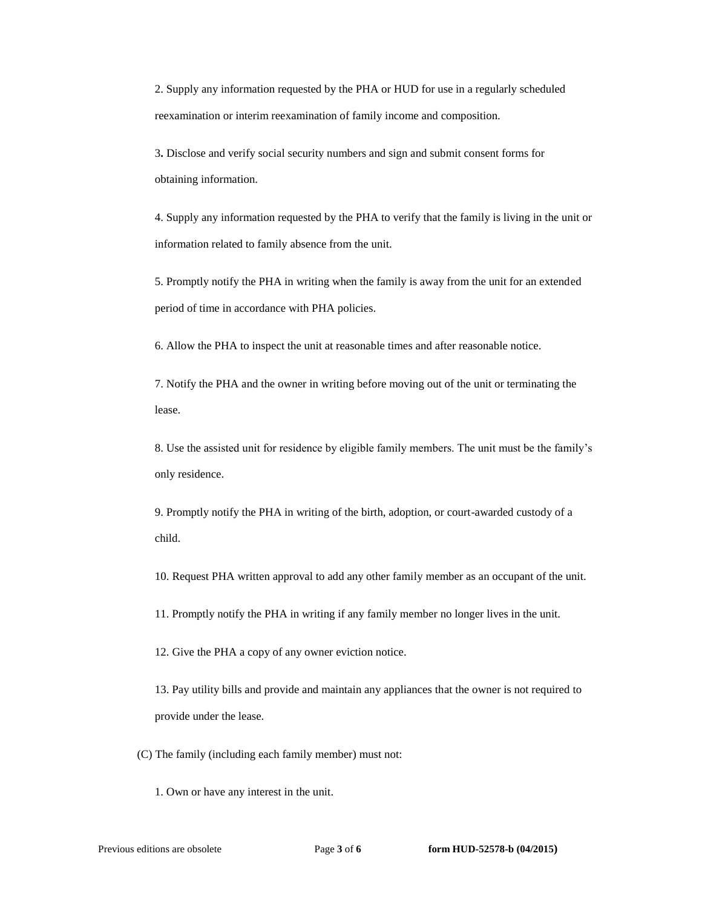2. Supply any information requested by the PHA or HUD for use in a regularly scheduled reexamination or interim reexamination of family income and composition.

3. Disclose and verify social security numbers and sign and submit consent forms for obtaining information.

4. Supply any information requested by the PHA to verify that the family is living in the unit or information related to family absence from the unit.

5. Promptly notify the PHA in writing when the family is away from the unit for an extended period of time in accordance with PHA policies.

6. Allow the PHA to inspect the unit at reasonable times and after reasonable notice.

7. Notify the PHA and the owner in writing before moving out of the unit or terminating the lease.

8. Use the assisted unit for residence by eligible family members. The unit must be the family's only residence.

9. Promptly notify the PHA in writing of the birth, adoption, or court-awarded custody of a child.

10. Request PHA written approval to add any other family member as an occupant of the unit.

11. Promptly notify the PHA in writing if any family member no longer lives in the unit.

12. Give the PHA a copy of any owner eviction notice.

13. Pay utility bills and provide and maintain any appliances that the owner is not required to provide under the lease.

(C) The family (including each family member) must not:

1. Own or have any interest in the unit.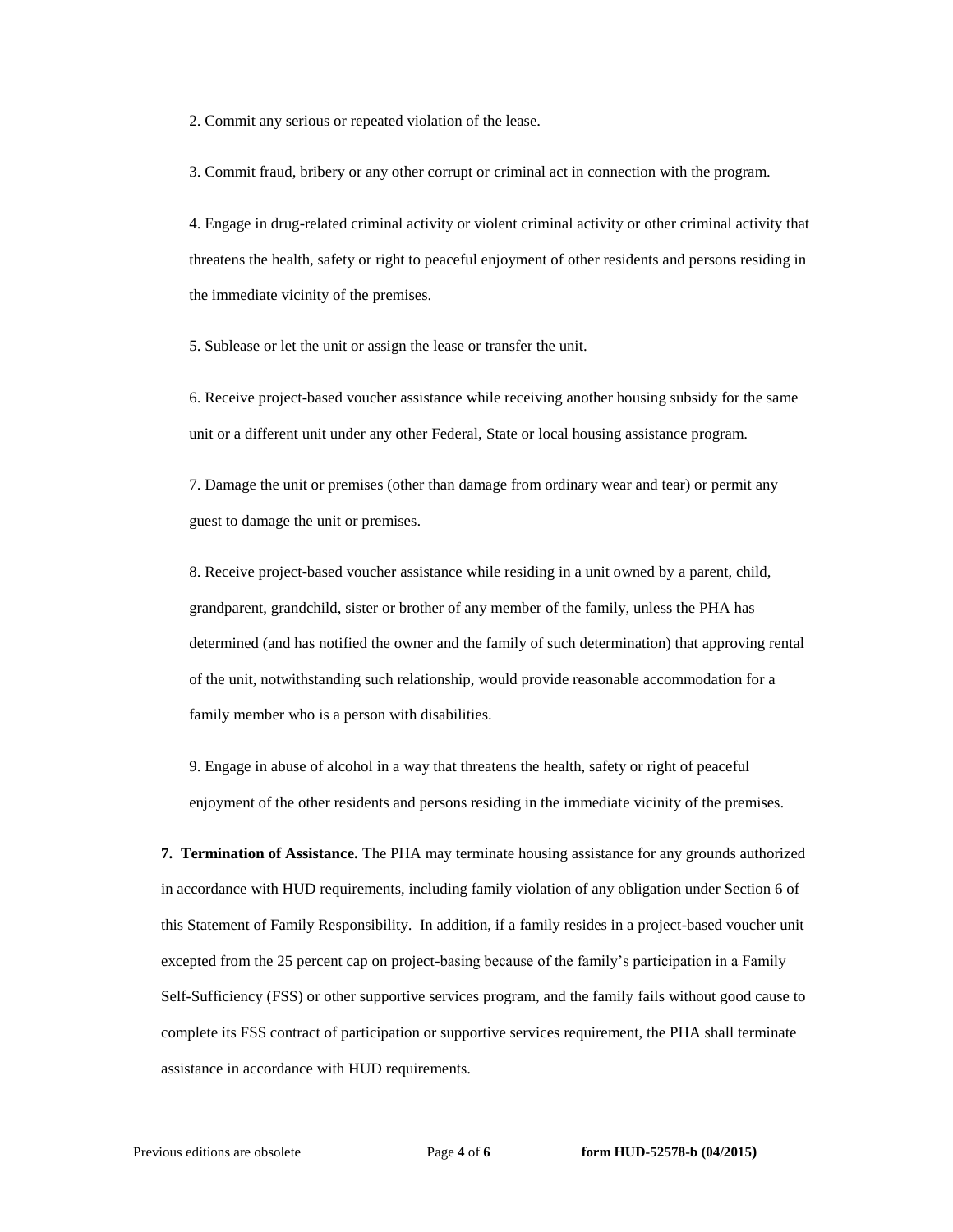2. Commit any serious or repeated violation of the lease.

3. Commit fraud, bribery or any other corrupt or criminal act in connection with the program.

4. Engage in drug-related criminal activity or violent criminal activity or other criminal activity that threatens the health, safety or right to peaceful enjoyment of other residents and persons residing in the immediate vicinity of the premises.

5. Sublease or let the unit or assign the lease or transfer the unit.

6. Receive project-based voucher assistance while receiving another housing subsidy for the same unit or a different unit under any other Federal, State or local housing assistance program.

7. Damage the unit or premises (other than damage from ordinary wear and tear) or permit any guest to damage the unit or premises.

8. Receive project-based voucher assistance while residing in a unit owned by a parent, child, grandparent, grandchild, sister or brother of any member of the family, unless the PHA has determined (and has notified the owner and the family of such determination) that approving rental of the unit, notwithstanding such relationship, would provide reasonable accommodation for a family member who is a person with disabilities.

9. Engage in abuse of alcohol in a way that threatens the health, safety or right of peaceful enjoyment of the other residents and persons residing in the immediate vicinity of the premises.

**7. Termination of Assistance.** The PHA may terminate housing assistance for any grounds authorized in accordance with HUD requirements, including family violation of any obligation under Section 6 of this Statement of Family Responsibility. In addition, if a family resides in a project-based voucher unit excepted from the 25 percent cap on project-basing because of the family's participation in a Family Self-Sufficiency (FSS) or other supportive services program, and the family fails without good cause to complete its FSS contract of participation or supportive services requirement, the PHA shall terminate assistance in accordance with HUD requirements.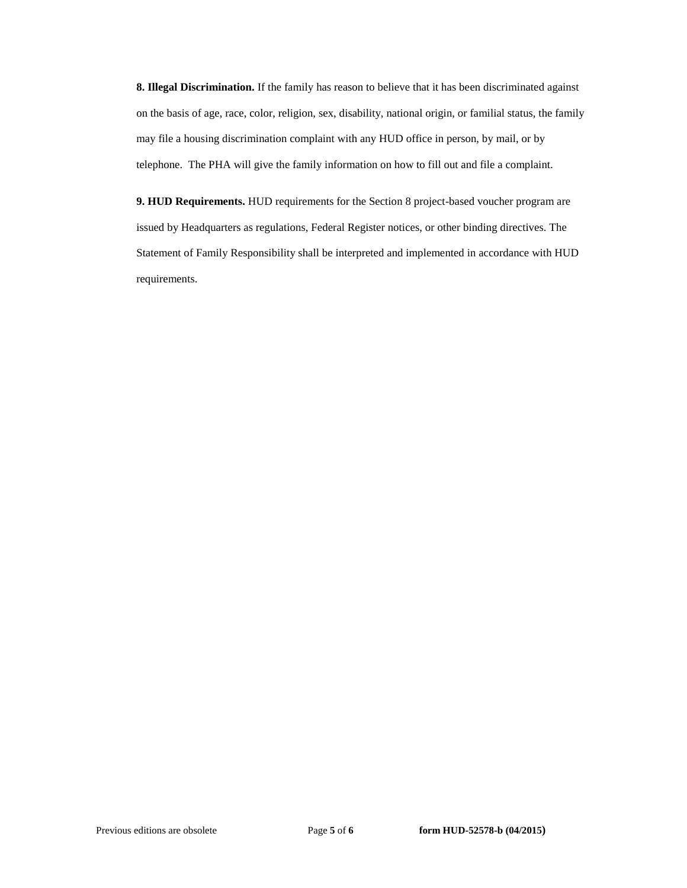**8. Illegal Discrimination.** If the family has reason to believe that it has been discriminated against on the basis of age, race, color, religion, sex, disability, national origin, or familial status, the family may file a housing discrimination complaint with any HUD office in person, by mail, or by telephone. The PHA will give the family information on how to fill out and file a complaint.

**9. HUD Requirements.** HUD requirements for the Section 8 project-based voucher program are issued by Headquarters as regulations, Federal Register notices, or other binding directives. The Statement of Family Responsibility shall be interpreted and implemented in accordance with HUD requirements.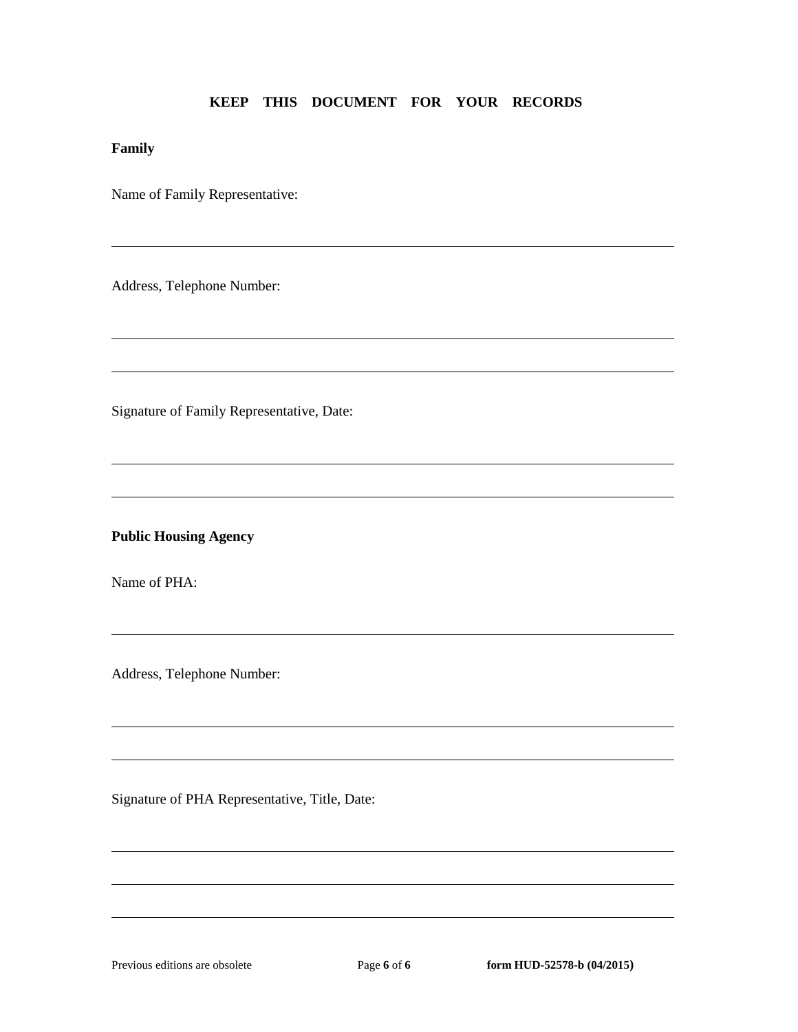**KEEP THIS DOCUMENT FOR YOUR RECORDS**

**Family**

Name of Family Representative:

______________________________________________________________________

Address, Telephone Number:

______________________________________________________________________

______________________________________________________________________

Signature of Family Representative, Date:

______________________________________________________________________

______________________________________________________________________

**Public Housing Agency**

Name of PHA:

______________________________________________________________________

Address, Telephone Number:

______________________________________________________________________

______________________________________________________________________

Signature of PHA Representative, Title, Date:

______________________________________________________________________

______________________________________________________________________

______________________________________________________________________

Previous editions are obsolete

**form HUD-52578-b (04/2015)**